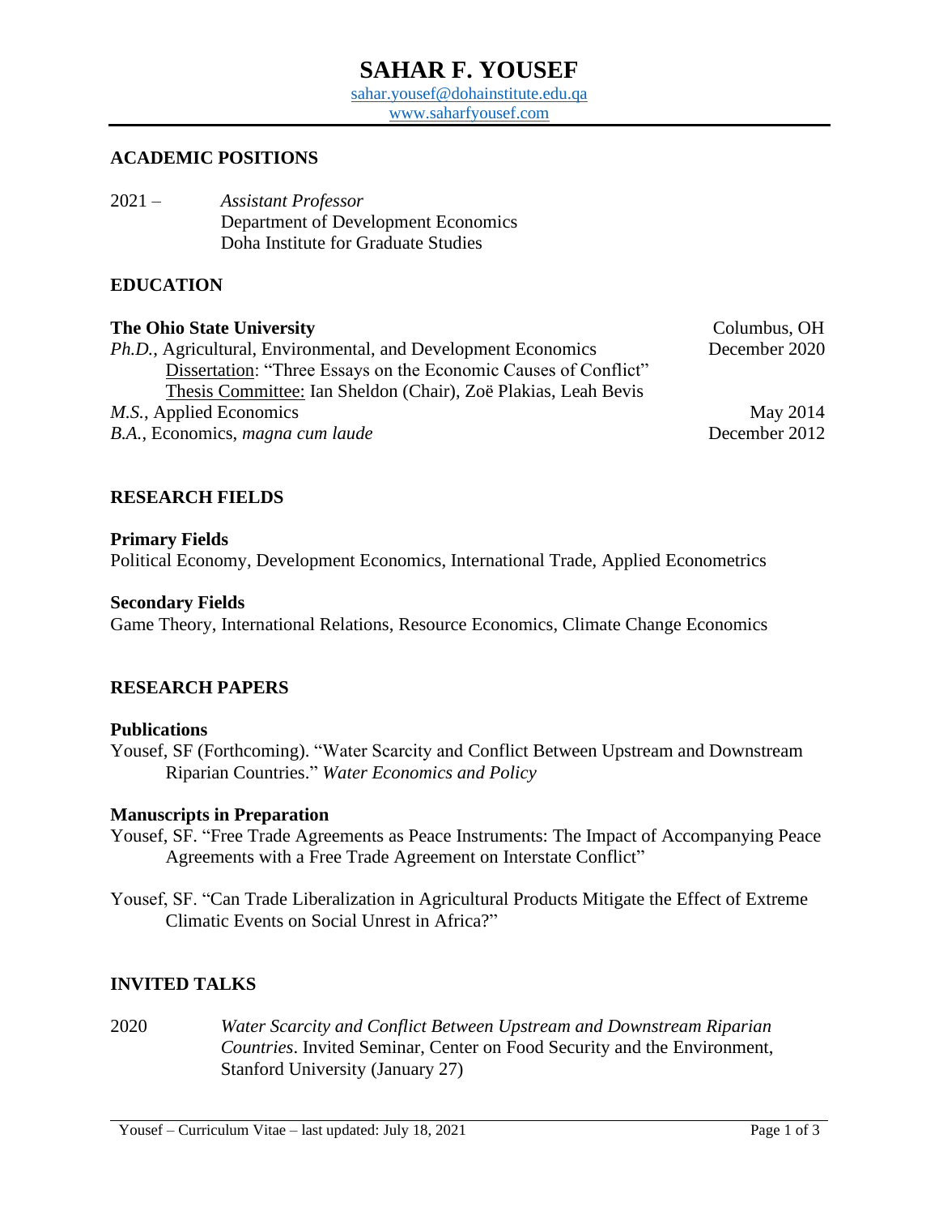# SAHAR F. YOUSEF

sahar.yousef@dohainstitute.edu.qa
www.saharfyousef.com

## ACADEMIC POSITIONS

2021 – *Assistant Professor*
Department of Development Economics
Doha Institute for Graduate Studies

## EDUCATION

**The Ohio State University** — Columbus, OH

*Ph.D.*, Agricultural, Environmental, and Development Economics — December 2020
Dissertation: "Three Essays on the Economic Causes of Conflict"
Thesis Committee: Ian Sheldon (Chair), Zoë Plakias, Leah Bevis

*M.S.*, Applied Economics — May 2014

*B.A.*, Economics, *magna cum laude* — December 2012

## RESEARCH FIELDS

**Primary Fields**
Political Economy, Development Economics, International Trade, Applied Econometrics

**Secondary Fields**
Game Theory, International Relations, Resource Economics, Climate Change Economics

## RESEARCH PAPERS

**Publications**

Yousef, SF (Forthcoming). "Water Scarcity and Conflict Between Upstream and Downstream Riparian Countries." *Water Economics and Policy*

**Manuscripts in Preparation**

Yousef, SF. "Free Trade Agreements as Peace Instruments: The Impact of Accompanying Peace Agreements with a Free Trade Agreement on Interstate Conflict"

Yousef, SF. "Can Trade Liberalization in Agricultural Products Mitigate the Effect of Extreme Climatic Events on Social Unrest in Africa?"

## INVITED TALKS

2020 *Water Scarcity and Conflict Between Upstream and Downstream Riparian Countries*. Invited Seminar, Center on Food Security and the Environment, Stanford University (January 27)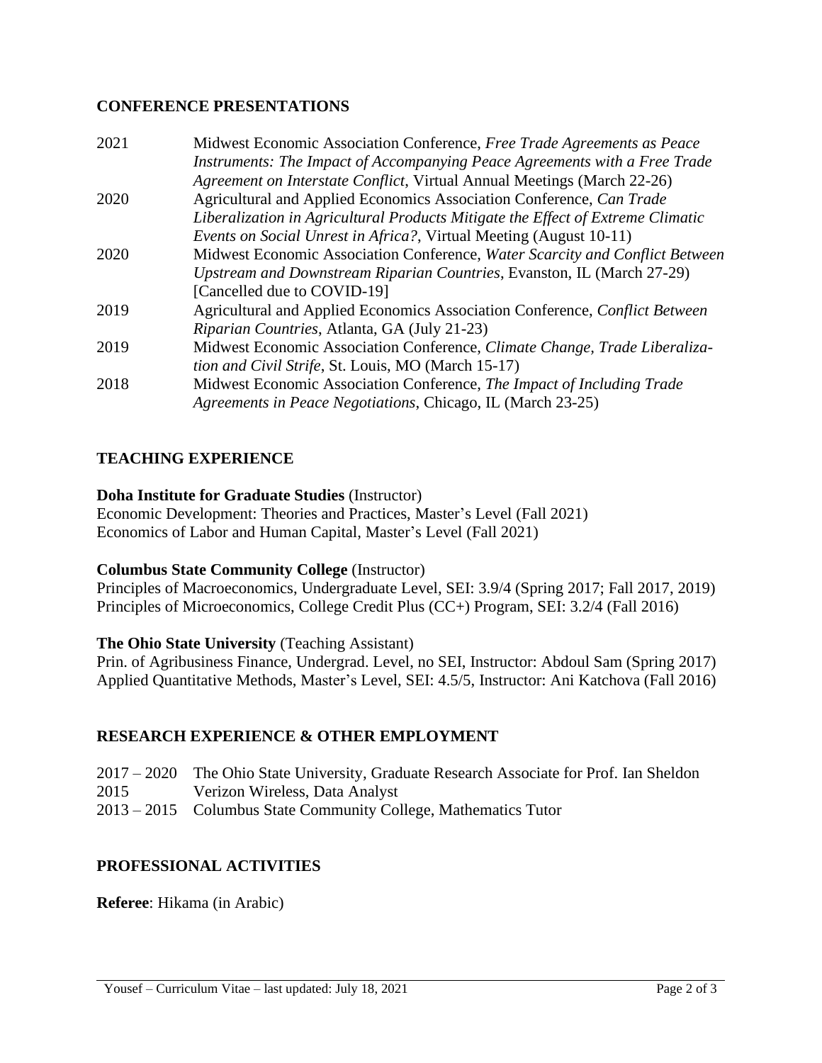## CONFERENCE PRESENTATIONS

2021 Midwest Economic Association Conference, *Free Trade Agreements as Peace Instruments: The Impact of Accompanying Peace Agreements with a Free Trade Agreement on Interstate Conflict*, Virtual Annual Meetings (March 22-26)

2020 Agricultural and Applied Economics Association Conference, *Can Trade Liberalization in Agricultural Products Mitigate the Effect of Extreme Climatic Events on Social Unrest in Africa?*, Virtual Meeting (August 10-11)

2020 Midwest Economic Association Conference, *Water Scarcity and Conflict Between Upstream and Downstream Riparian Countries*, Evanston, IL (March 27-29) [Cancelled due to COVID-19]

2019 Agricultural and Applied Economics Association Conference, *Conflict Between Riparian Countries*, Atlanta, GA (July 21-23)

2019 Midwest Economic Association Conference, *Climate Change, Trade Liberalization and Civil Strife*, St. Louis, MO (March 15-17)

2018 Midwest Economic Association Conference, *The Impact of Including Trade Agreements in Peace Negotiations*, Chicago, IL (March 23-25)

## TEACHING EXPERIENCE

**Doha Institute for Graduate Studies** (Instructor)
Economic Development: Theories and Practices, Master's Level (Fall 2021)
Economics of Labor and Human Capital, Master's Level (Fall 2021)

**Columbus State Community College** (Instructor)
Principles of Macroeconomics, Undergraduate Level, SEI: 3.9/4 (Spring 2017; Fall 2017, 2019)
Principles of Microeconomics, College Credit Plus (CC+) Program, SEI: 3.2/4 (Fall 2016)

**The Ohio State University** (Teaching Assistant)
Prin. of Agribusiness Finance, Undergrad. Level, no SEI, Instructor: Abdoul Sam (Spring 2017)
Applied Quantitative Methods, Master's Level, SEI: 4.5/5, Instructor: Ani Katchova (Fall 2016)

## RESEARCH EXPERIENCE & OTHER EMPLOYMENT

2017 – 2020 The Ohio State University, Graduate Research Associate for Prof. Ian Sheldon
2015 Verizon Wireless, Data Analyst
2013 – 2015 Columbus State Community College, Mathematics Tutor

## PROFESSIONAL ACTIVITIES

**Referee**: Hikama (in Arabic)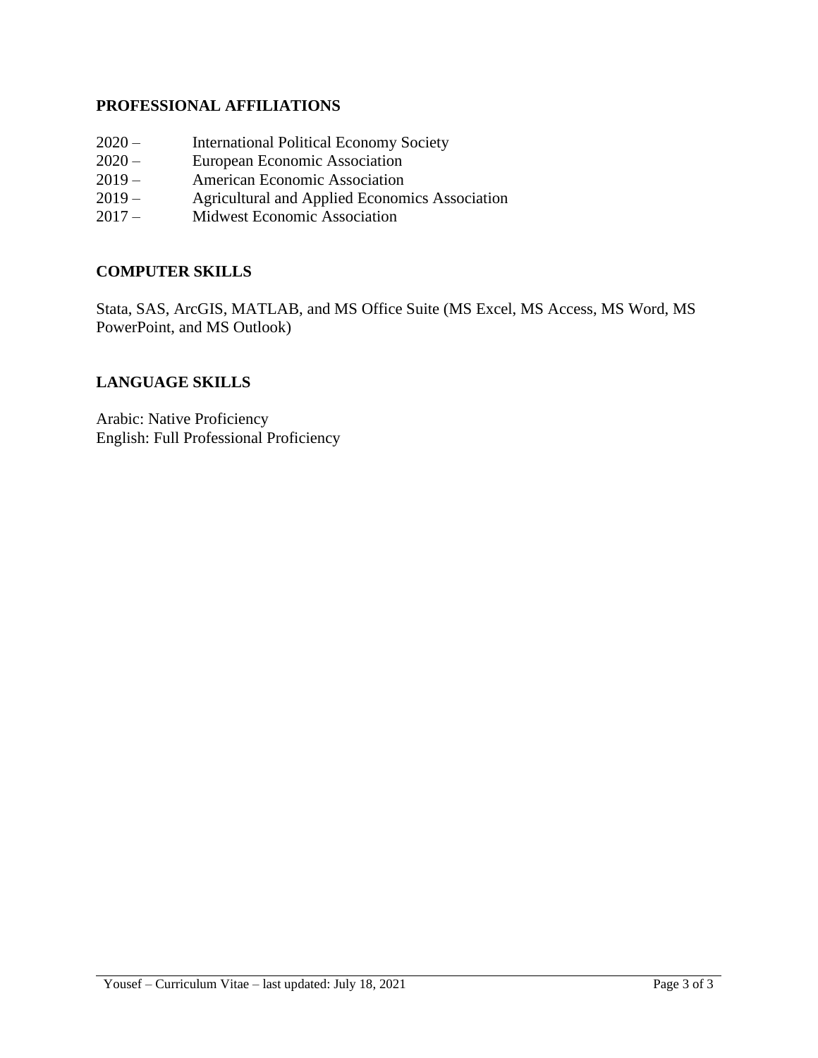## PROFESSIONAL AFFILIATIONS

2020 – International Political Economy Society
2020 – European Economic Association
2019 – American Economic Association
2019 – Agricultural and Applied Economics Association
2017 – Midwest Economic Association

## COMPUTER SKILLS

Stata, SAS, ArcGIS, MATLAB, and MS Office Suite (MS Excel, MS Access, MS Word, MS PowerPoint, and MS Outlook)

## LANGUAGE SKILLS

Arabic: Native Proficiency
English: Full Professional Proficiency